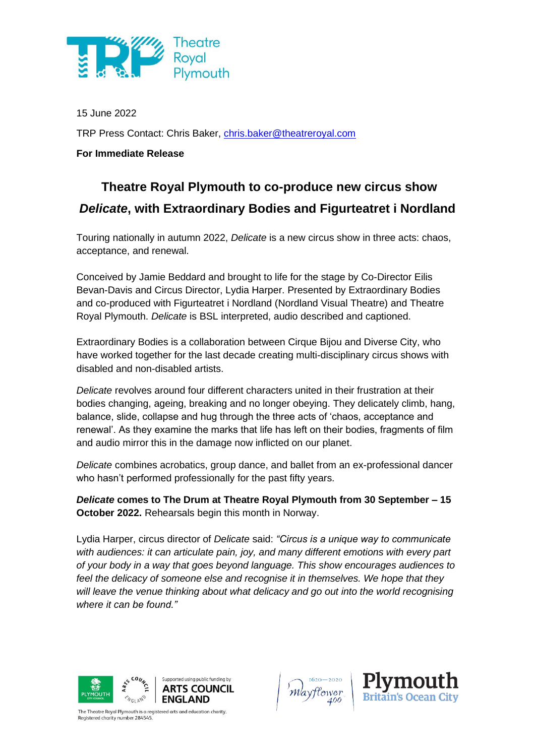Theatre Royal Plymouth

15 June 2022

TRP Press Contact: Chris Baker, chris.baker@theatreroyal.com

**For Immediate Release**

# Theatre Royal Plymouth to co-produce new circus show *Delicate*, with Extraordinary Bodies and Figurteatret i Nordland

Touring nationally in autumn 2022, *Delicate* is a new circus show in three acts: chaos, acceptance, and renewal.

Conceived by Jamie Beddard and brought to life for the stage by Co-Director Eilis Bevan-Davis and Circus Director, Lydia Harper. Presented by Extraordinary Bodies and co-produced with Figurteatret i Nordland (Nordland Visual Theatre) and Theatre Royal Plymouth. *Delicate* is BSL interpreted, audio described and captioned.

Extraordinary Bodies is a collaboration between Cirque Bijou and Diverse City, who have worked together for the last decade creating multi-disciplinary circus shows with disabled and non-disabled artists.

*Delicate* revolves around four different characters united in their frustration at their bodies changing, ageing, breaking and no longer obeying. They delicately climb, hang, balance, slide, collapse and hug through the three acts of 'chaos, acceptance and renewal'. As they examine the marks that life has left on their bodies, fragments of film and audio mirror this in the damage now inflicted on our planet.

*Delicate* combines acrobatics, group dance, and ballet from an ex-professional dancer who hasn't performed professionally for the past fifty years.

***Delicate* comes to The Drum at Theatre Royal Plymouth from 30 September – 15 October 2022.** Rehearsals begin this month in Norway.

Lydia Harper, circus director of *Delicate* said: *"Circus is a unique way to communicate with audiences: it can articulate pain, joy, and many different emotions with every part of your body in a way that goes beyond language. This show encourages audiences to feel the delicacy of someone else and recognise it in themselves. We hope that they will leave the venue thinking about what delicacy and go out into the world recognising where it can be found."*

Supported using public funding by ARTS COUNCIL ENGLAND

The Theatre Royal Plymouth is a registered arts and education charity. Registered charity number 284545.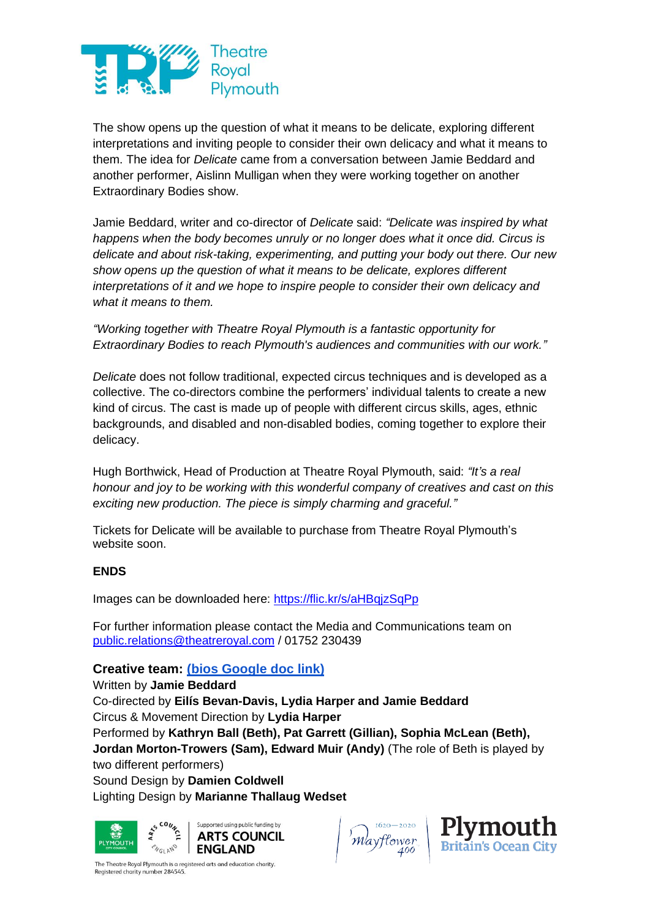The show opens up the question of what it means to be delicate, exploring different interpretations and inviting people to consider their own delicacy and what it means to them. The idea for *Delicate* came from a conversation between Jamie Beddard and another performer, Aislinn Mulligan when they were working together on another Extraordinary Bodies show.

Jamie Beddard, writer and co-director of *Delicate* said: *"Delicate was inspired by what happens when the body becomes unruly or no longer does what it once did. Circus is delicate and about risk-taking, experimenting, and putting your body out there. Our new show opens up the question of what it means to be delicate, explores different interpretations of it and we hope to inspire people to consider their own delicacy and what it means to them.*

*"Working together with Theatre Royal Plymouth is a fantastic opportunity for Extraordinary Bodies to reach Plymouth's audiences and communities with our work."*

*Delicate* does not follow traditional, expected circus techniques and is developed as a collective. The co-directors combine the performers' individual talents to create a new kind of circus. The cast is made up of people with different circus skills, ages, ethnic backgrounds, and disabled and non-disabled bodies, coming together to explore their delicacy.

Hugh Borthwick, Head of Production at Theatre Royal Plymouth, said: *"It's a real honour and joy to be working with this wonderful company of creatives and cast on this exciting new production. The piece is simply charming and graceful."*

Tickets for Delicate will be available to purchase from Theatre Royal Plymouth's website soon.

**ENDS**

Images can be downloaded here: [https://flic.kr/s/aHBqjzSqPp](https://flic.kr/s/aHBqjzSqPp)

For further information please contact the Media and Communications team on [public.relations@theatreroyal.com](mailto:public.relations@theatreroyal.com) / 01752 230439

**Creative team: [(bios Google doc link)]()**

Written by **Jamie Beddard**
Co-directed by **Eilís Bevan-Davis, Lydia Harper and Jamie Beddard**
Circus & Movement Direction by **Lydia Harper**
Performed by **Kathryn Ball (Beth), Pat Garrett (Gillian), Sophia McLean (Beth), Jordan Morton-Trowers (Sam), Edward Muir (Andy)** (The role of Beth is played by two different performers)
Sound Design by **Damien Coldwell**
Lighting Design by **Marianne Thallaug Wedset**

The Theatre Royal Plymouth is a registered arts and education charity. Registered charity number 284545.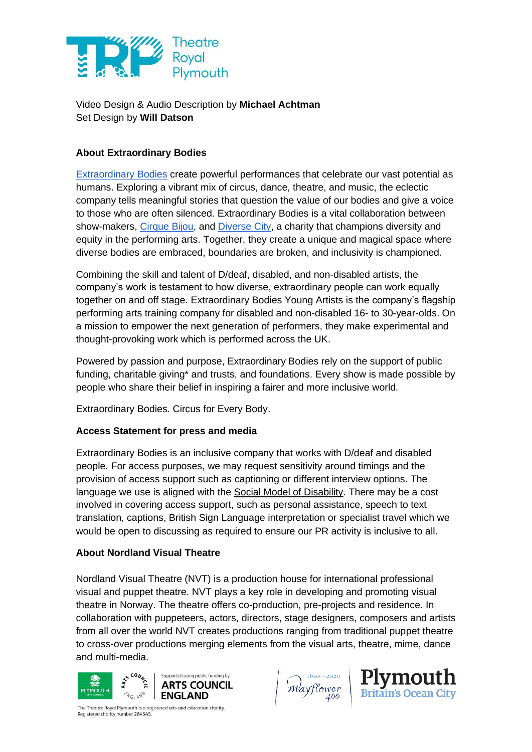Video Design & Audio Description by **Michael Achtman**
Set Design by **Will Datson**

### About Extraordinary Bodies

Extraordinary Bodies create powerful performances that celebrate our vast potential as humans. Exploring a vibrant mix of circus, dance, theatre, and music, the eclectic company tells meaningful stories that question the value of our bodies and give a voice to those who are often silenced. Extraordinary Bodies is a vital collaboration between show-makers, Cirque Bijou, and Diverse City, a charity that champions diversity and equity in the performing arts. Together, they create a unique and magical space where diverse bodies are embraced, boundaries are broken, and inclusivity is championed.

Combining the skill and talent of D/deaf, disabled, and non-disabled artists, the company's work is testament to how diverse, extraordinary people can work equally together on and off stage. Extraordinary Bodies Young Artists is the company's flagship performing arts training company for disabled and non-disabled 16- to 30-year-olds. On a mission to empower the next generation of performers, they make experimental and thought-provoking work which is performed across the UK.

Powered by passion and purpose, Extraordinary Bodies rely on the support of public funding, charitable giving* and trusts, and foundations. Every show is made possible by people who share their belief in inspiring a fairer and more inclusive world.

Extraordinary Bodies. Circus for Every Body.

### Access Statement for press and media

Extraordinary Bodies is an inclusive company that works with D/deaf and disabled people. For access purposes, we may request sensitivity around timings and the provision of access support such as captioning or different interview options. The language we use is aligned with the Social Model of Disability. There may be a cost involved in covering access support, such as personal assistance, speech to text translation, captions, British Sign Language interpretation or specialist travel which we would be open to discussing as required to ensure our PR activity is inclusive to all.

### About Nordland Visual Theatre

Nordland Visual Theatre (NVT) is a production house for international professional visual and puppet theatre. NVT plays a key role in developing and promoting visual theatre in Norway. The theatre offers co-production, pre-projects and residence. In collaboration with puppeteers, actors, directors, stage designers, composers and artists from all over the world NVT creates productions ranging from traditional puppet theatre to cross-over productions merging elements from the visual arts, theatre, mime, dance and multi-media.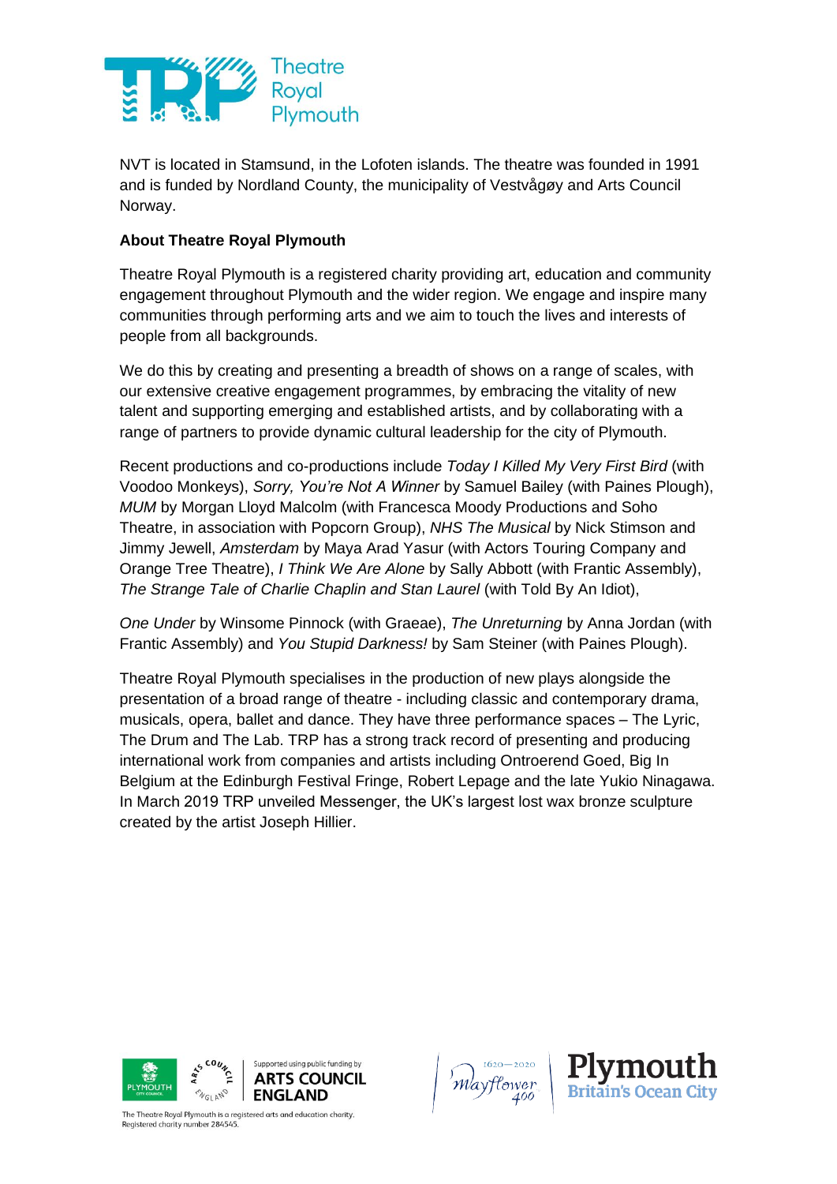NVT is located in Stamsund, in the Lofoten islands. The theatre was founded in 1991 and is funded by Nordland County, the municipality of Vestvågøy and Arts Council Norway.

**About Theatre Royal Plymouth**

Theatre Royal Plymouth is a registered charity providing art, education and community engagement throughout Plymouth and the wider region. We engage and inspire many communities through performing arts and we aim to touch the lives and interests of people from all backgrounds.

We do this by creating and presenting a breadth of shows on a range of scales, with our extensive creative engagement programmes, by embracing the vitality of new talent and supporting emerging and established artists, and by collaborating with a range of partners to provide dynamic cultural leadership for the city of Plymouth.

Recent productions and co-productions include *Today I Killed My Very First Bird* (with Voodoo Monkeys), *Sorry, You're Not A Winner* by Samuel Bailey (with Paines Plough), *MUM* by Morgan Lloyd Malcolm (with Francesca Moody Productions and Soho Theatre, in association with Popcorn Group), *NHS The Musical* by Nick Stimson and Jimmy Jewell, *Amsterdam* by Maya Arad Yasur (with Actors Touring Company and Orange Tree Theatre), *I Think We Are Alone* by Sally Abbott (with Frantic Assembly), *The Strange Tale of Charlie Chaplin and Stan Laurel* (with Told By An Idiot),

*One Under* by Winsome Pinnock (with Graeae), *The Unreturning* by Anna Jordan (with Frantic Assembly) and *You Stupid Darkness!* by Sam Steiner (with Paines Plough).

Theatre Royal Plymouth specialises in the production of new plays alongside the presentation of a broad range of theatre - including classic and contemporary drama, musicals, opera, ballet and dance. They have three performance spaces – The Lyric, The Drum and The Lab. TRP has a strong track record of presenting and producing international work from companies and artists including Ontroerend Goed, Big In Belgium at the Edinburgh Festival Fringe, Robert Lepage and the late Yukio Ninagawa. In March 2019 TRP unveiled Messenger, the UK's largest lost wax bronze sculpture created by the artist Joseph Hillier.

The Theatre Royal Plymouth is a registered arts and education charity.
Registered charity number 284545.